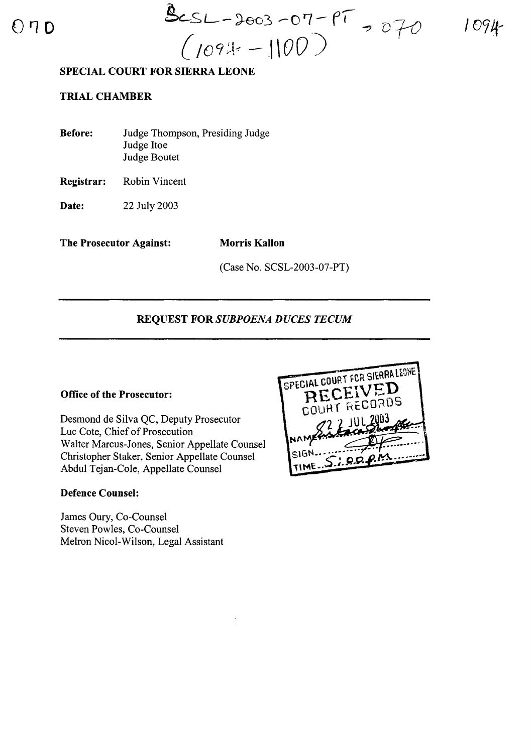SCSL-2003-07-PT - 070
(1094 - 1100)

**SPECIAL COURT FOR SIERRA LEONE**

**TRIAL CHAMBER**

| | |
|---|---|
| **Before:** | Judge Thompson, Presiding Judge<br>Judge Itoe<br>Judge Boutet |
| **Registrar:** | Robin Vincent |
| **Date:** | 22 July 2003 |

**The Prosecutor Against:** **Morris Kallon**

(Case No. SCSL-2003-07-PT)

## REQUEST FOR *SUBPOENA DUCES TECUM*

SPECIAL COURT FOR SIERRA LEONE
RECEIVED
COURT RECORDS
22 JUL 2003
NAME
SIGN
TIME 5:00 P.M.

**Office of the Prosecutor:**

Desmond de Silva QC, Deputy Prosecutor
Luc Cote, Chief of Prosecution
Walter Marcus-Jones, Senior Appellate Counsel
Christopher Staker, Senior Appellate Counsel
Abdul Tejan-Cole, Appellate Counsel

**Defence Counsel:**

James Oury, Co-Counsel
Steven Powles, Co-Counsel
Melron Nicol-Wilson, Legal Assistant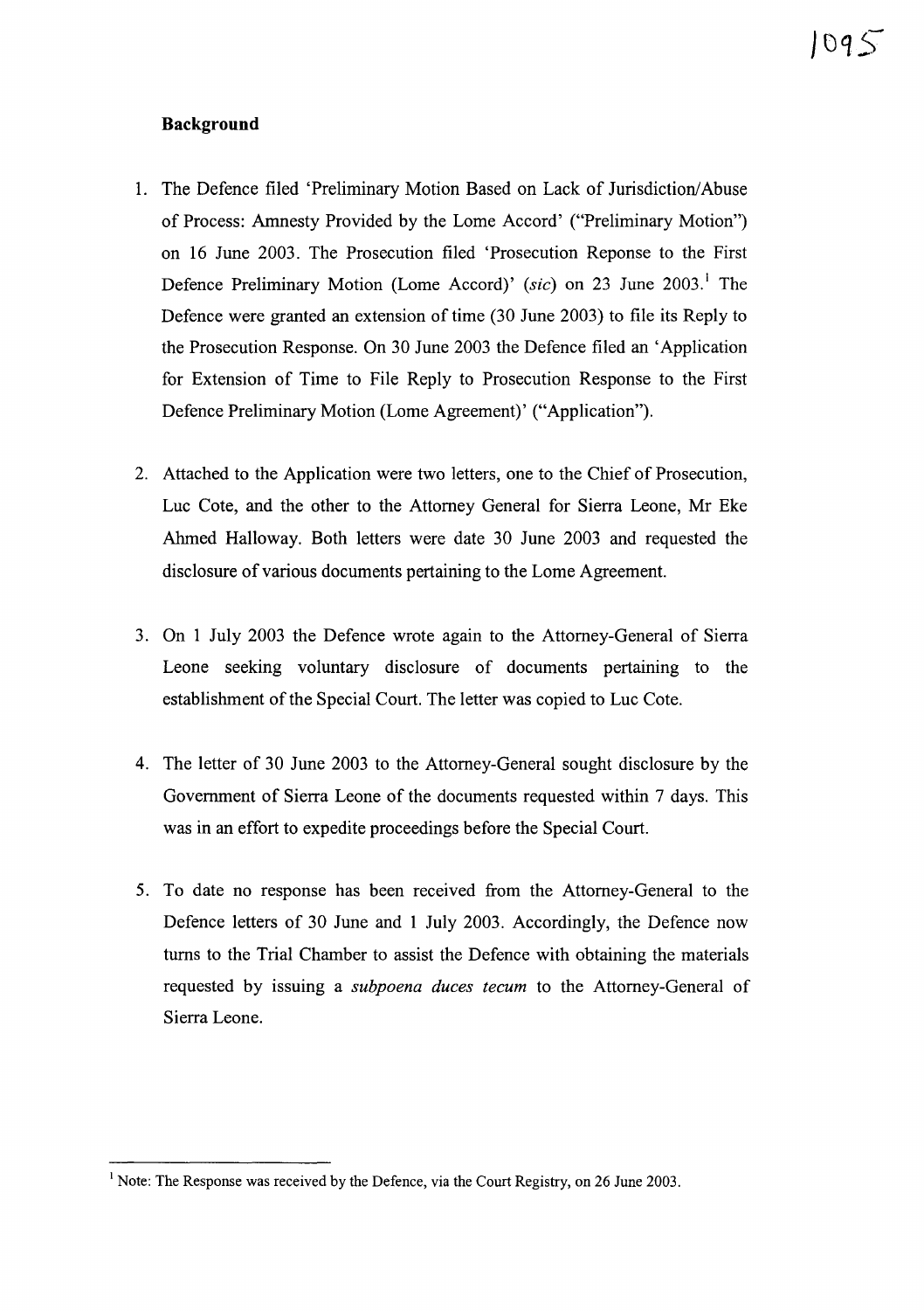## Background

1. The Defence filed 'Preliminary Motion Based on Lack of Jurisdiction/Abuse of Process: Amnesty Provided by the Lome Accord' ("Preliminary Motion") on 16 June 2003. The Prosecution filed 'Prosecution Reponse to the First Defence Preliminary Motion (Lome Accord)' (*sic*) on 23 June 2003.[1] The Defence were granted an extension of time (30 June 2003) to file its Reply to the Prosecution Response. On 30 June 2003 the Defence filed an 'Application for Extension of Time to File Reply to Prosecution Response to the First Defence Preliminary Motion (Lome Agreement)' ("Application").

2. Attached to the Application were two letters, one to the Chief of Prosecution, Luc Cote, and the other to the Attorney General for Sierra Leone, Mr Eke Ahmed Halloway. Both letters were date 30 June 2003 and requested the disclosure of various documents pertaining to the Lome Agreement.

3. On 1 July 2003 the Defence wrote again to the Attorney-General of Sierra Leone seeking voluntary disclosure of documents pertaining to the establishment of the Special Court. The letter was copied to Luc Cote.

4. The letter of 30 June 2003 to the Attorney-General sought disclosure by the Government of Sierra Leone of the documents requested within 7 days. This was in an effort to expedite proceedings before the Special Court.

5. To date no response has been received from the Attorney-General to the Defence letters of 30 June and 1 July 2003. Accordingly, the Defence now turns to the Trial Chamber to assist the Defence with obtaining the materials requested by issuing a *subpoena duces tecum* to the Attorney-General of Sierra Leone.

---

[1] Note: The Response was received by the Defence, via the Court Registry, on 26 June 2003.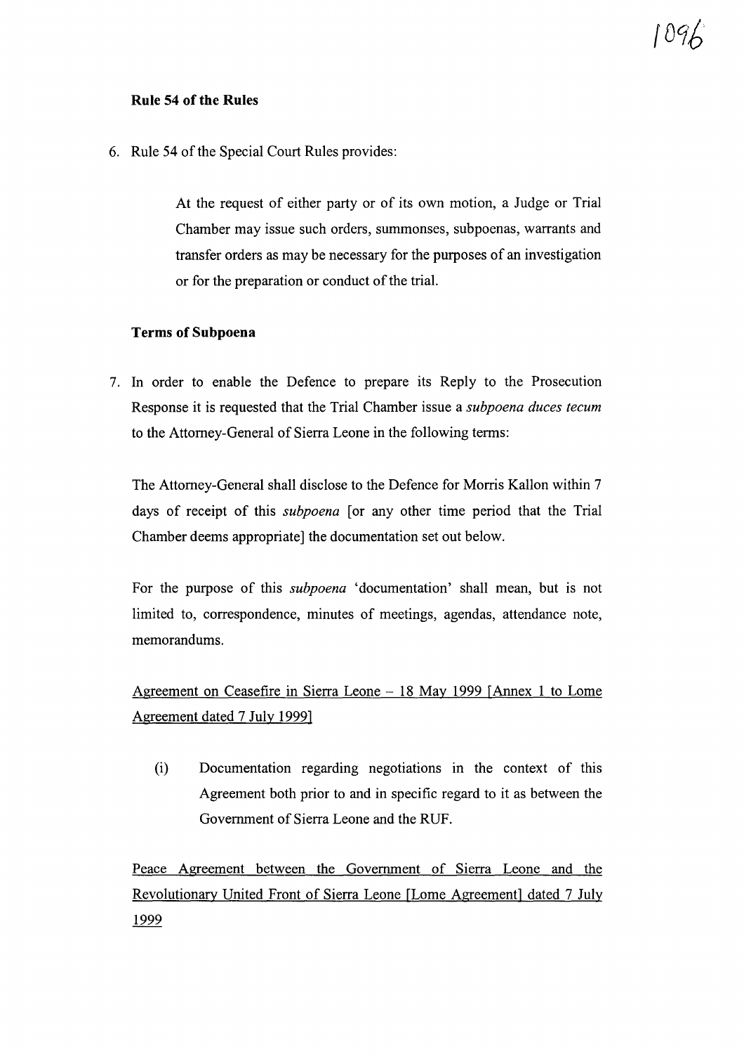**Rule 54 of the Rules**

6. Rule 54 of the Special Court Rules provides:

> At the request of either party or of its own motion, a Judge or Trial Chamber may issue such orders, summonses, subpoenas, warrants and transfer orders as may be necessary for the purposes of an investigation or for the preparation or conduct of the trial.

**Terms of Subpoena**

7. In order to enable the Defence to prepare its Reply to the Prosecution Response it is requested that the Trial Chamber issue a *subpoena duces tecum* to the Attorney-General of Sierra Leone in the following terms:

The Attorney-General shall disclose to the Defence for Morris Kallon within 7 days of receipt of this *subpoena* [or any other time period that the Trial Chamber deems appropriate] the documentation set out below.

For the purpose of this *subpoena* 'documentation' shall mean, but is not limited to, correspondence, minutes of meetings, agendas, attendance note, memorandums.

<u>Agreement on Ceasefire in Sierra Leone – 18 May 1999 [Annex 1 to Lome Agreement dated 7 July 1999]</u>

(i) Documentation regarding negotiations in the context of this Agreement both prior to and in specific regard to it as between the Government of Sierra Leone and the RUF.

<u>Peace Agreement between the Government of Sierra Leone and the Revolutionary United Front of Sierra Leone [Lome Agreement] dated 7 July 1999</u>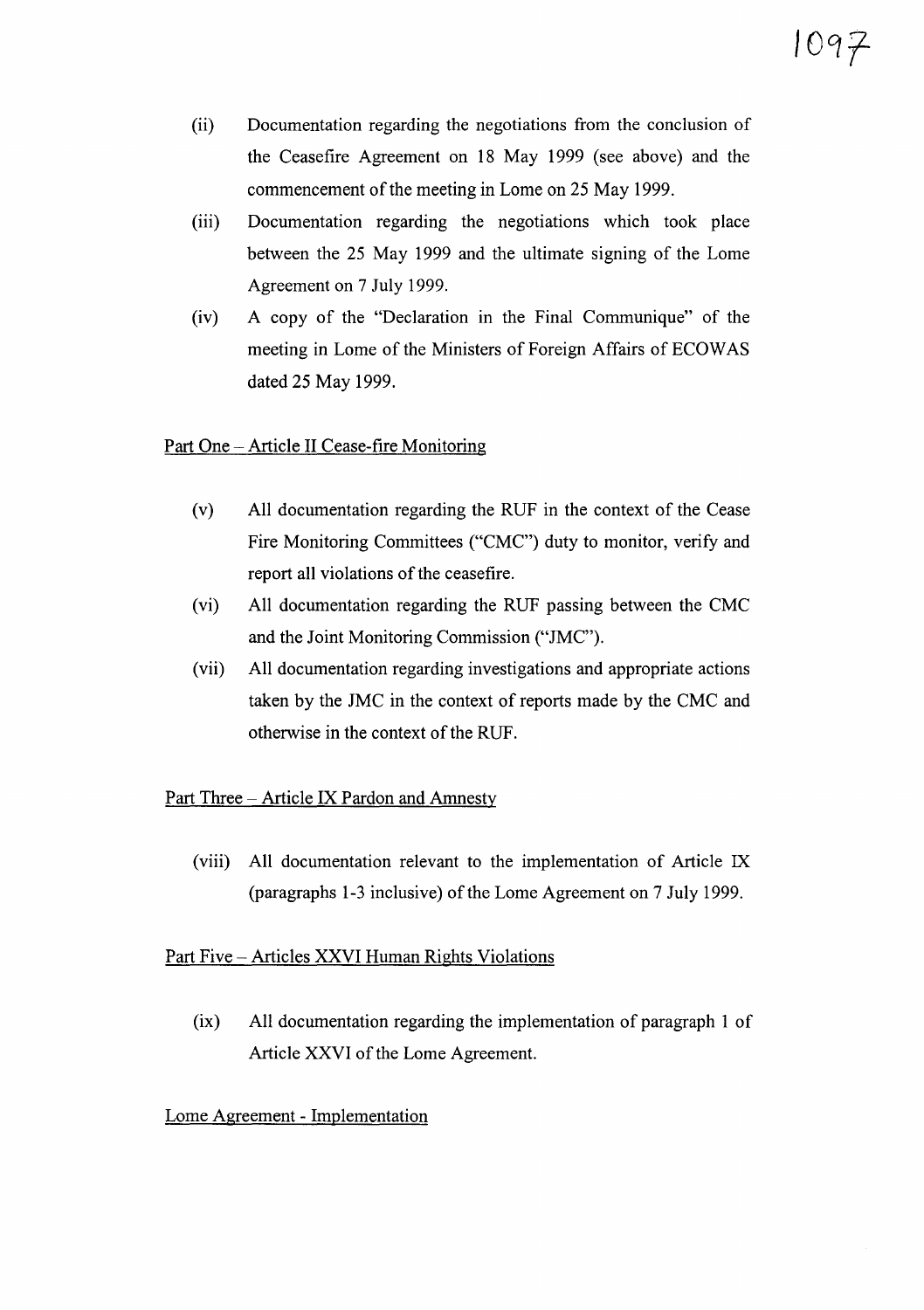(ii) Documentation regarding the negotiations from the conclusion of the Ceasefire Agreement on 18 May 1999 (see above) and the commencement of the meeting in Lome on 25 May 1999.

(iii) Documentation regarding the negotiations which took place between the 25 May 1999 and the ultimate signing of the Lome Agreement on 7 July 1999.

(iv) A copy of the "Declaration in the Final Communique" of the meeting in Lome of the Ministers of Foreign Affairs of ECOWAS dated 25 May 1999.

<u>Part One – Article II Cease-fire Monitoring</u>

(v) All documentation regarding the RUF in the context of the Cease Fire Monitoring Committees ("CMC") duty to monitor, verify and report all violations of the ceasefire.

(vi) All documentation regarding the RUF passing between the CMC and the Joint Monitoring Commission ("JMC").

(vii) All documentation regarding investigations and appropriate actions taken by the JMC in the context of reports made by the CMC and otherwise in the context of the RUF.

<u>Part Three – Article IX Pardon and Amnesty</u>

(viii) All documentation relevant to the implementation of Article IX (paragraphs 1-3 inclusive) of the Lome Agreement on 7 July 1999.

<u>Part Five – Articles XXVI Human Rights Violations</u>

(ix) All documentation regarding the implementation of paragraph 1 of Article XXVI of the Lome Agreement.

<u>Lome Agreement - Implementation</u>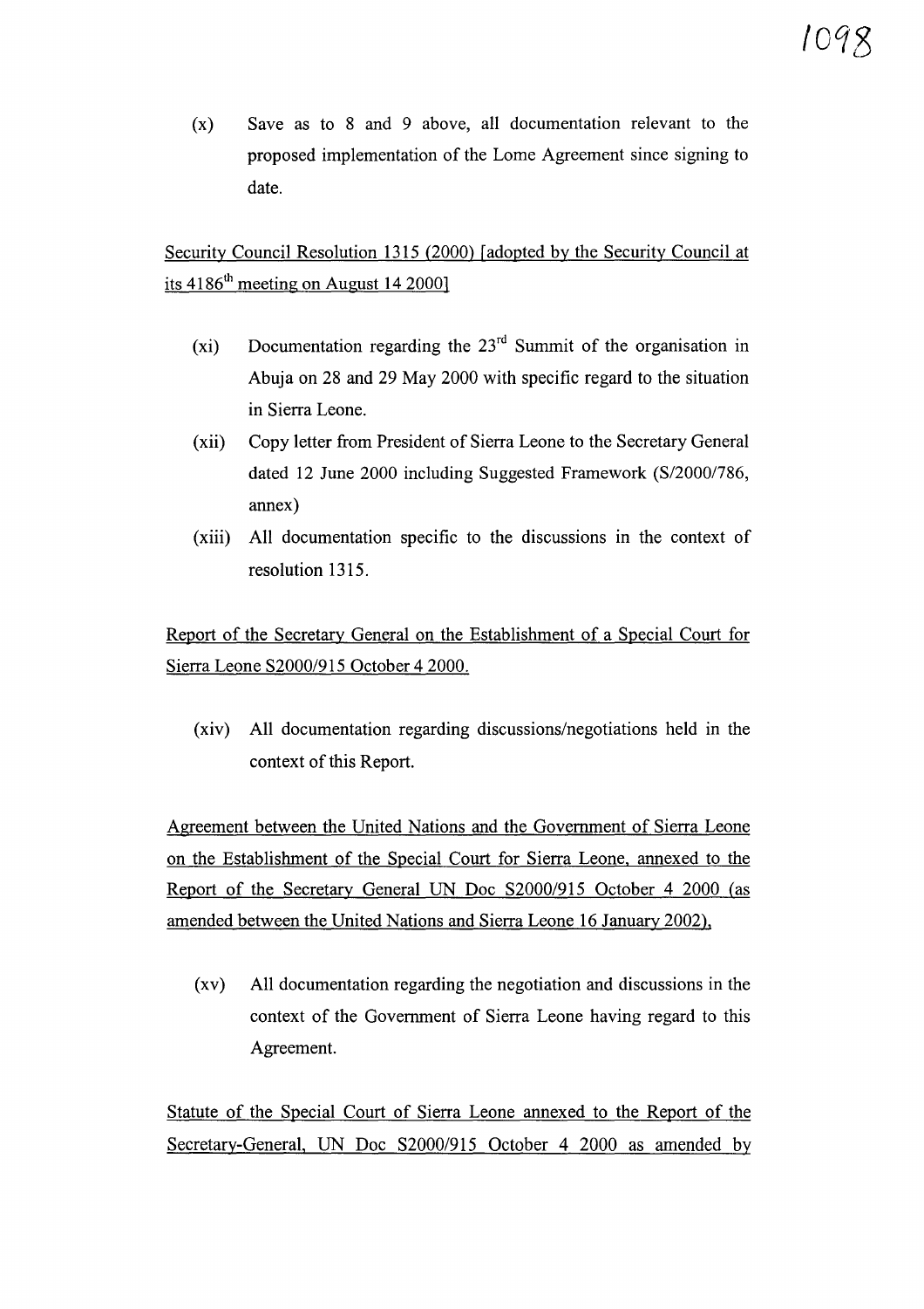(x) Save as to 8 and 9 above, all documentation relevant to the proposed implementation of the Lome Agreement since signing to date.

<u>Security Council Resolution 1315 (2000) [adopted by the Security Council at its 4186th meeting on August 14 2000]</u>

(xi) Documentation regarding the 23rd Summit of the organisation in Abuja on 28 and 29 May 2000 with specific regard to the situation in Sierra Leone.

(xii) Copy letter from President of Sierra Leone to the Secretary General dated 12 June 2000 including Suggested Framework (S/2000/786, annex)

(xiii) All documentation specific to the discussions in the context of resolution 1315.

<u>Report of the Secretary General on the Establishment of a Special Court for Sierra Leone S2000/915 October 4 2000.</u>

(xiv) All documentation regarding discussions/negotiations held in the context of this Report.

<u>Agreement between the United Nations and the Government of Sierra Leone on the Establishment of the Special Court for Sierra Leone, annexed to the Report of the Secretary General UN Doc S2000/915 October 4 2000 (as amended between the United Nations and Sierra Leone 16 January 2002).</u>

(xv) All documentation regarding the negotiation and discussions in the context of the Government of Sierra Leone having regard to this Agreement.

<u>Statute of the Special Court of Sierra Leone annexed to the Report of the Secretary-General, UN Doc S2000/915 October 4 2000 as amended by</u>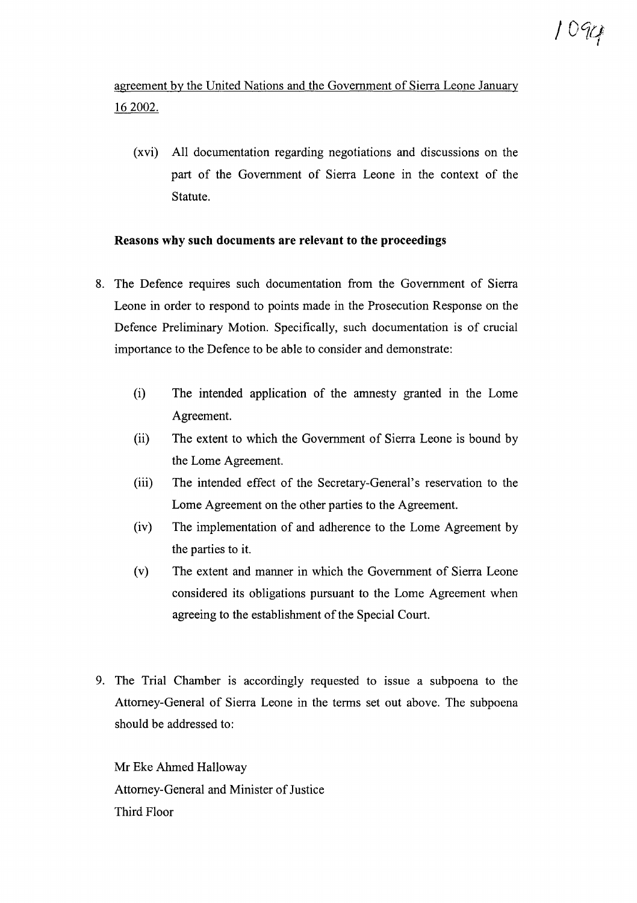agreement by the United Nations and the Government of Sierra Leone January 16 2002.

(xvi) All documentation regarding negotiations and discussions on the part of the Government of Sierra Leone in the context of the Statute.

**Reasons why such documents are relevant to the proceedings**

8. The Defence requires such documentation from the Government of Sierra Leone in order to respond to points made in the Prosecution Response on the Defence Preliminary Motion. Specifically, such documentation is of crucial importance to the Defence to be able to consider and demonstrate:

   (i) The intended application of the amnesty granted in the Lome Agreement.

   (ii) The extent to which the Government of Sierra Leone is bound by the Lome Agreement.

   (iii) The intended effect of the Secretary-General's reservation to the Lome Agreement on the other parties to the Agreement.

   (iv) The implementation of and adherence to the Lome Agreement by the parties to it.

   (v) The extent and manner in which the Government of Sierra Leone considered its obligations pursuant to the Lome Agreement when agreeing to the establishment of the Special Court.

9. The Trial Chamber is accordingly requested to issue a subpoena to the Attorney-General of Sierra Leone in the terms set out above. The subpoena should be addressed to:

   Mr Eke Ahmed Halloway
   Attorney-General and Minister of Justice
   Third Floor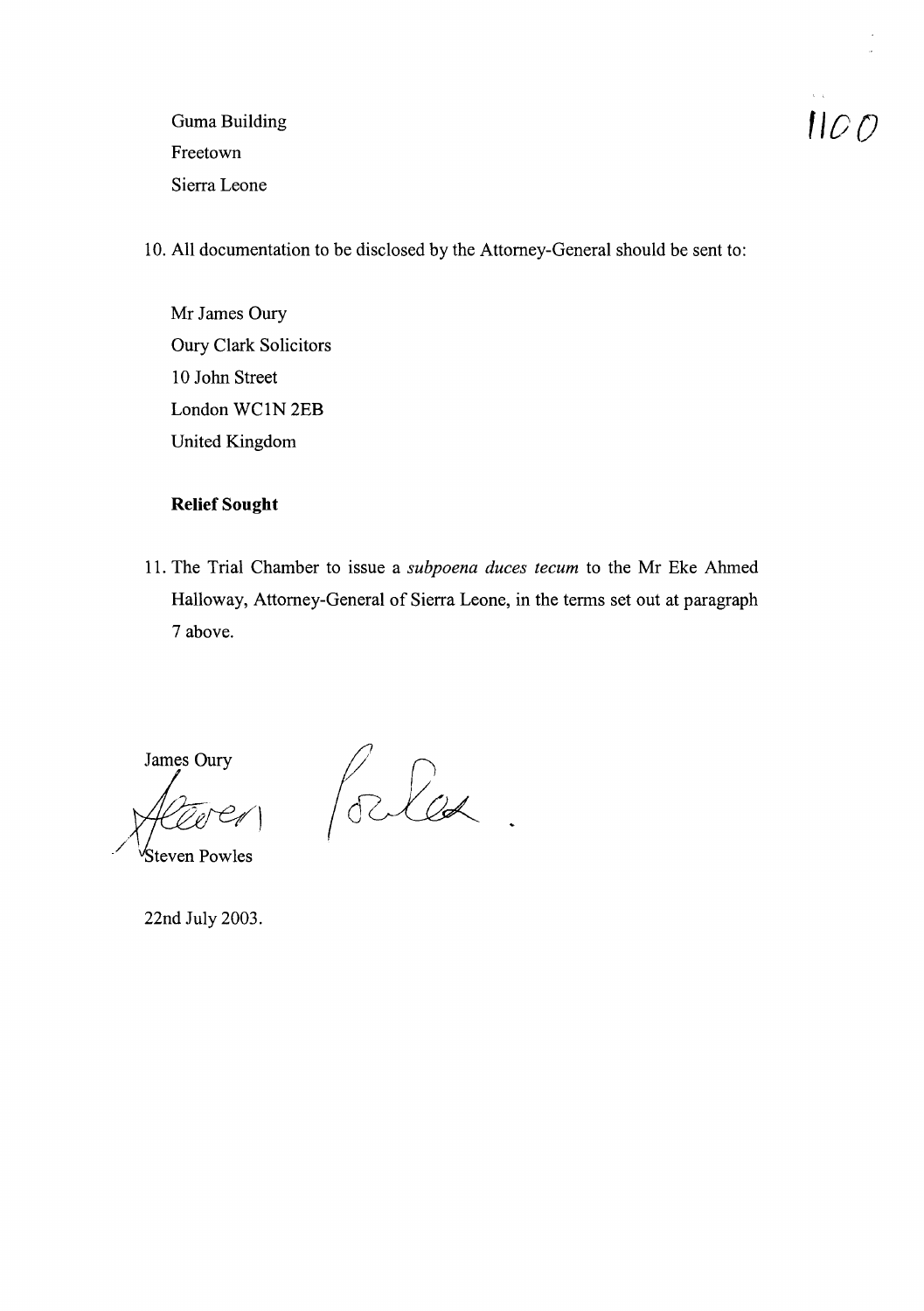Guma Building
Freetown
Sierra Leone

10. All documentation to be disclosed by the Attorney-General should be sent to:

Mr James Oury
Oury Clark Solicitors
10 John Street
London WC1N 2EB
United Kingdom

**Relief Sought**

11. The Trial Chamber to issue a *subpoena duces tecum* to the Mr Eke Ahmed Halloway, Attorney-General of Sierra Leone, in the terms set out at paragraph 7 above.

James Oury

Steven Powles

22nd July 2003.